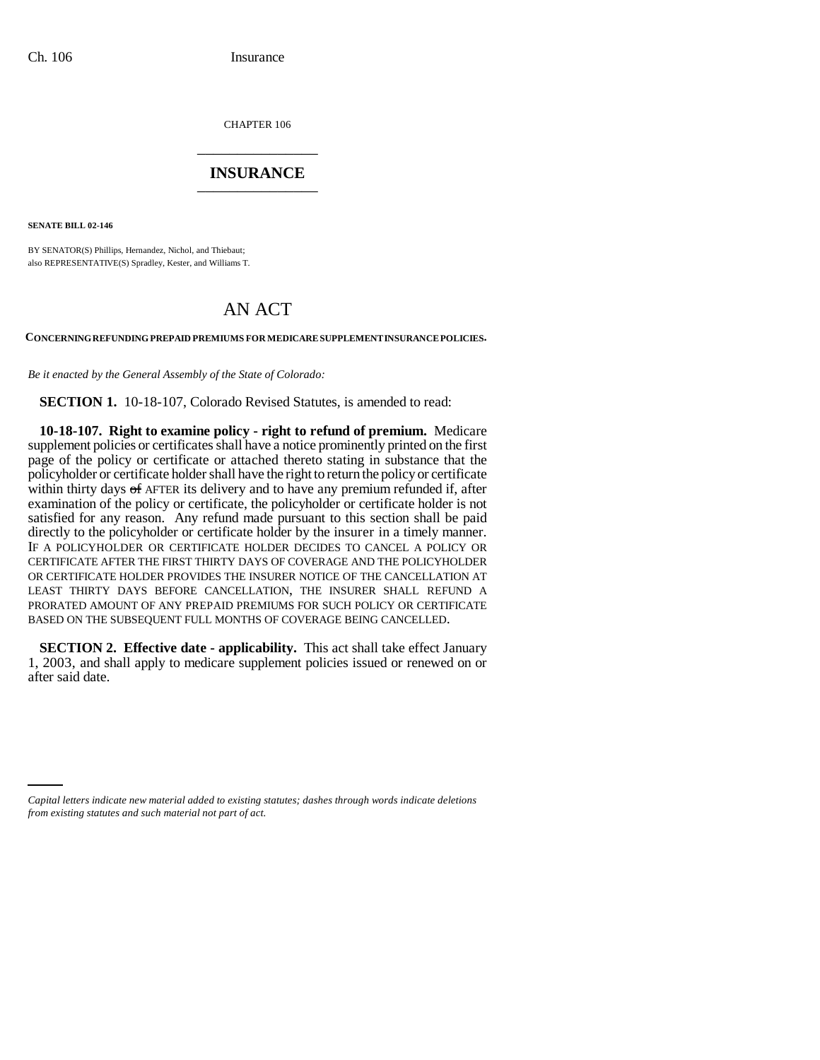CHAPTER 106

# INSURANCE

**SENATE BILL 02-146**

BY SENATOR(S) Phillips, Hernandez, Nichol, and Thiebaut;
also REPRESENTATIVE(S) Spradley, Kester, and Williams T.

# AN ACT

**CONCERNING REFUNDING PREPAID PREMIUMS FOR MEDICARE SUPPLEMENT INSURANCE POLICIES.**

*Be it enacted by the General Assembly of the State of Colorado:*

**SECTION 1.** 10-18-107, Colorado Revised Statutes, is amended to read:

**10-18-107. Right to examine policy - right to refund of premium.** Medicare supplement policies or certificates shall have a notice prominently printed on the first page of the policy or certificate or attached thereto stating in substance that the policyholder or certificate holder shall have the right to return the policy or certificate within thirty days ~~of~~ AFTER its delivery and to have any premium refunded if, after examination of the policy or certificate, the policyholder or certificate holder is not satisfied for any reason. Any refund made pursuant to this section shall be paid directly to the policyholder or certificate holder by the insurer in a timely manner. IF A POLICYHOLDER OR CERTIFICATE HOLDER DECIDES TO CANCEL A POLICY OR CERTIFICATE AFTER THE FIRST THIRTY DAYS OF COVERAGE AND THE POLICYHOLDER OR CERTIFICATE HOLDER PROVIDES THE INSURER NOTICE OF THE CANCELLATION AT LEAST THIRTY DAYS BEFORE CANCELLATION, THE INSURER SHALL REFUND A PRORATED AMOUNT OF ANY PREPAID PREMIUMS FOR SUCH POLICY OR CERTIFICATE BASED ON THE SUBSEQUENT FULL MONTHS OF COVERAGE BEING CANCELLED.

**SECTION 2. Effective date - applicability.** This act shall take effect January 1, 2003, and shall apply to medicare supplement policies issued or renewed on or after said date.

*Capital letters indicate new material added to existing statutes; dashes through words indicate deletions from existing statutes and such material not part of act.*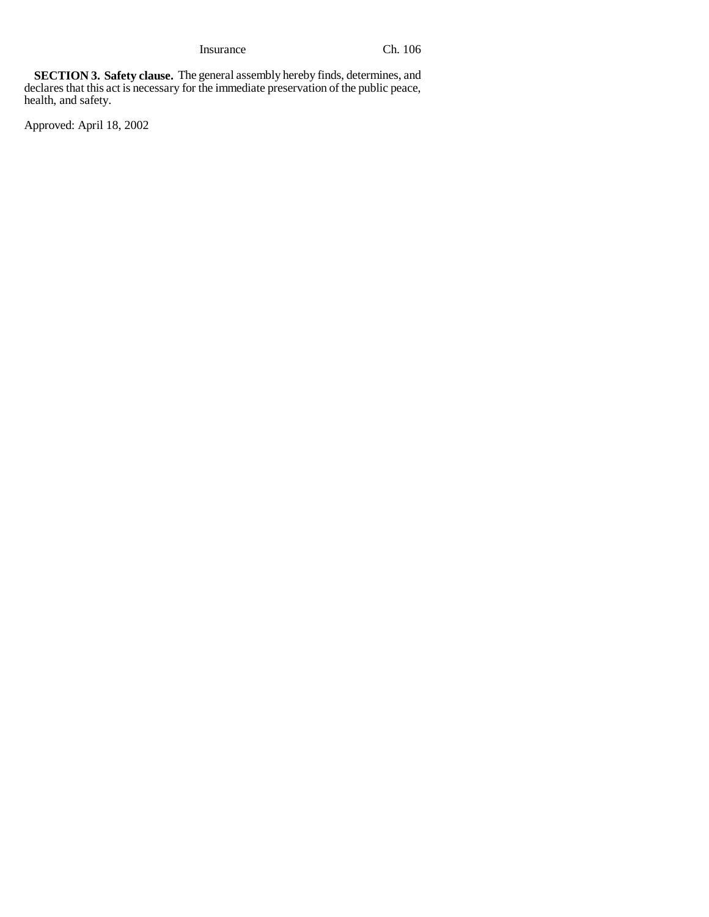**SECTION 3. Safety clause.** The general assembly hereby finds, determines, and declares that this act is necessary for the immediate preservation of the public peace, health, and safety.

Approved: April 18, 2002